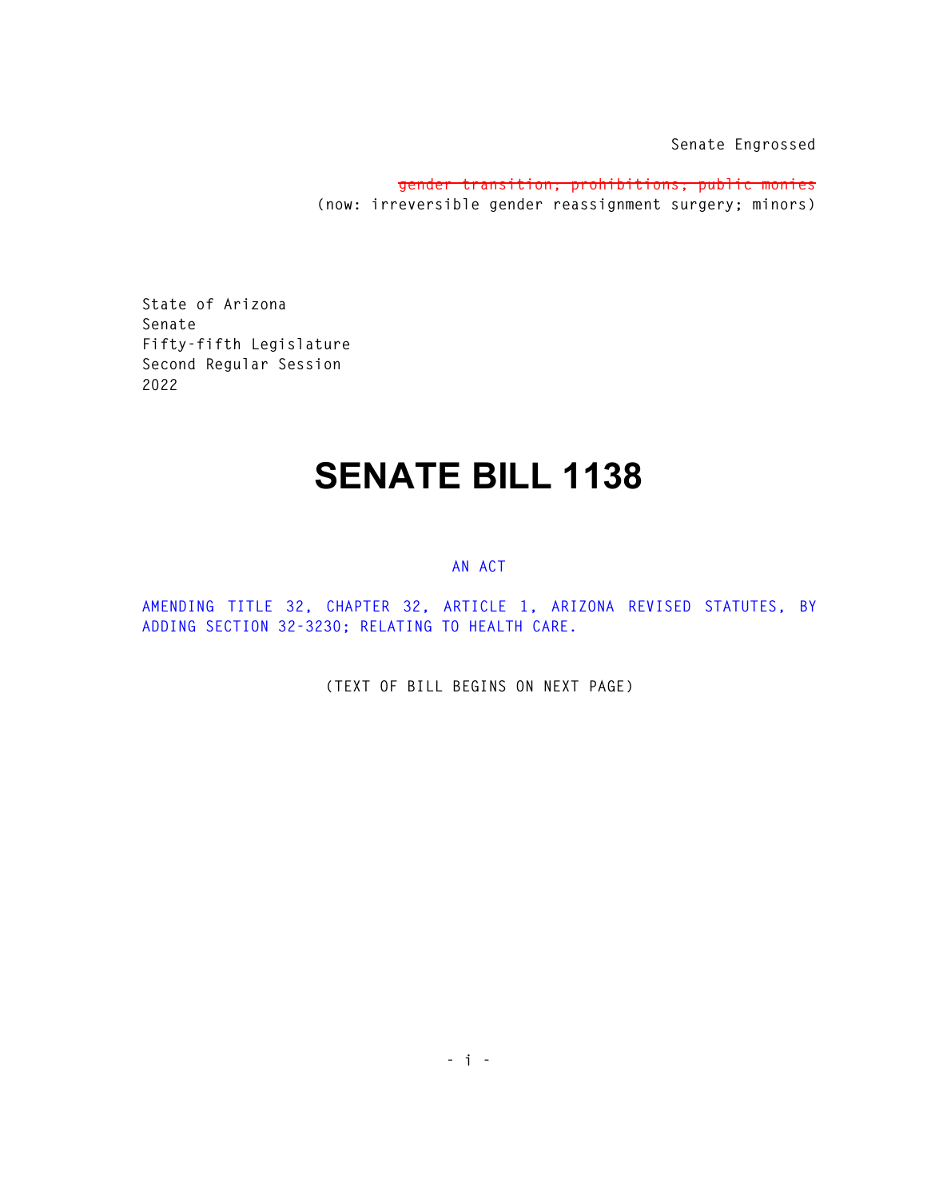Senate Engrossed

~~gender transition; prohibitions; public monies~~
(now: irreversible gender reassignment surgery; minors)

State of Arizona
Senate
Fifty-fifth Legislature
Second Regular Session
2022

# SENATE BILL 1138

AN ACT

AMENDING TITLE 32, CHAPTER 32, ARTICLE 1, ARIZONA REVISED STATUTES, BY ADDING SECTION 32-3230; RELATING TO HEALTH CARE.

(TEXT OF BILL BEGINS ON NEXT PAGE)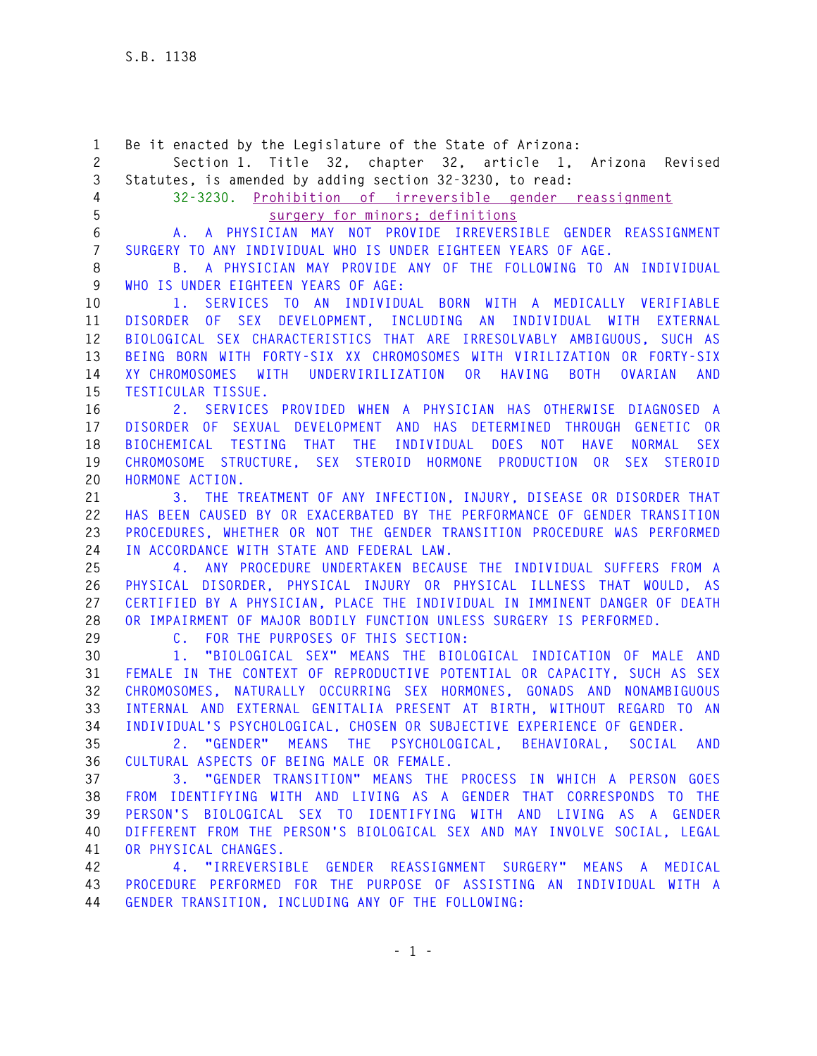Be it enacted by the Legislature of the State of Arizona:

Section 1. Title 32, chapter 32, article 1, Arizona Revised Statutes, is amended by adding section 32-3230, to read:

32-3230. Prohibition of irreversible gender reassignment surgery for minors; definitions

A. A PHYSICIAN MAY NOT PROVIDE IRREVERSIBLE GENDER REASSIGNMENT SURGERY TO ANY INDIVIDUAL WHO IS UNDER EIGHTEEN YEARS OF AGE.

B. A PHYSICIAN MAY PROVIDE ANY OF THE FOLLOWING TO AN INDIVIDUAL WHO IS UNDER EIGHTEEN YEARS OF AGE:

1. SERVICES TO AN INDIVIDUAL BORN WITH A MEDICALLY VERIFIABLE DISORDER OF SEX DEVELOPMENT, INCLUDING AN INDIVIDUAL WITH EXTERNAL BIOLOGICAL SEX CHARACTERISTICS THAT ARE IRRESOLVABLY AMBIGUOUS, SUCH AS BEING BORN WITH FORTY-SIX XX CHROMOSOMES WITH VIRILIZATION OR FORTY-SIX XY CHROMOSOMES WITH UNDERVIRILIZATION OR HAVING BOTH OVARIAN AND TESTICULAR TISSUE.

2. SERVICES PROVIDED WHEN A PHYSICIAN HAS OTHERWISE DIAGNOSED A DISORDER OF SEXUAL DEVELOPMENT AND HAS DETERMINED THROUGH GENETIC OR BIOCHEMICAL TESTING THAT THE INDIVIDUAL DOES NOT HAVE NORMAL SEX CHROMOSOME STRUCTURE, SEX STEROID HORMONE PRODUCTION OR SEX STEROID HORMONE ACTION.

3. THE TREATMENT OF ANY INFECTION, INJURY, DISEASE OR DISORDER THAT HAS BEEN CAUSED BY OR EXACERBATED BY THE PERFORMANCE OF GENDER TRANSITION PROCEDURES, WHETHER OR NOT THE GENDER TRANSITION PROCEDURE WAS PERFORMED IN ACCORDANCE WITH STATE AND FEDERAL LAW.

4. ANY PROCEDURE UNDERTAKEN BECAUSE THE INDIVIDUAL SUFFERS FROM A PHYSICAL DISORDER, PHYSICAL INJURY OR PHYSICAL ILLNESS THAT WOULD, AS CERTIFIED BY A PHYSICIAN, PLACE THE INDIVIDUAL IN IMMINENT DANGER OF DEATH OR IMPAIRMENT OF MAJOR BODILY FUNCTION UNLESS SURGERY IS PERFORMED.

C. FOR THE PURPOSES OF THIS SECTION:

1. "BIOLOGICAL SEX" MEANS THE BIOLOGICAL INDICATION OF MALE AND FEMALE IN THE CONTEXT OF REPRODUCTIVE POTENTIAL OR CAPACITY, SUCH AS SEX CHROMOSOMES, NATURALLY OCCURRING SEX HORMONES, GONADS AND NONAMBIGUOUS INTERNAL AND EXTERNAL GENITALIA PRESENT AT BIRTH, WITHOUT REGARD TO AN INDIVIDUAL'S PSYCHOLOGICAL, CHOSEN OR SUBJECTIVE EXPERIENCE OF GENDER.

2. "GENDER" MEANS THE PSYCHOLOGICAL, BEHAVIORAL, SOCIAL AND CULTURAL ASPECTS OF BEING MALE OR FEMALE.

3. "GENDER TRANSITION" MEANS THE PROCESS IN WHICH A PERSON GOES FROM IDENTIFYING WITH AND LIVING AS A GENDER THAT CORRESPONDS TO THE PERSON'S BIOLOGICAL SEX TO IDENTIFYING WITH AND LIVING AS A GENDER DIFFERENT FROM THE PERSON'S BIOLOGICAL SEX AND MAY INVOLVE SOCIAL, LEGAL OR PHYSICAL CHANGES.

4. "IRREVERSIBLE GENDER REASSIGNMENT SURGERY" MEANS A MEDICAL PROCEDURE PERFORMED FOR THE PURPOSE OF ASSISTING AN INDIVIDUAL WITH A GENDER TRANSITION, INCLUDING ANY OF THE FOLLOWING: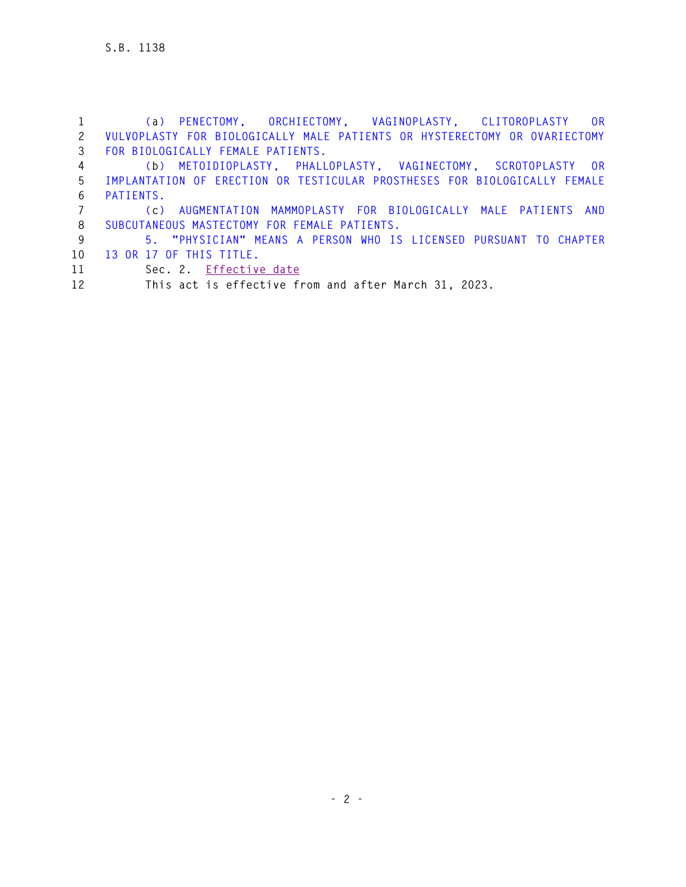(a) PENECTOMY, ORCHIECTOMY, VAGINOPLASTY, CLITOROPLASTY OR VULVOPLASTY FOR BIOLOGICALLY MALE PATIENTS OR HYSTERECTOMY OR OVARIECTOMY FOR BIOLOGICALLY FEMALE PATIENTS.

(b) METOIDIOPLASTY, PHALLOPLASTY, VAGINECTOMY, SCROTOPLASTY OR IMPLANTATION OF ERECTION OR TESTICULAR PROSTHESES FOR BIOLOGICALLY FEMALE PATIENTS.

(c) AUGMENTATION MAMMOPLASTY FOR BIOLOGICALLY MALE PATIENTS AND SUBCUTANEOUS MASTECTOMY FOR FEMALE PATIENTS.

5. "PHYSICIAN" MEANS A PERSON WHO IS LICENSED PURSUANT TO CHAPTER 13 OR 17 OF THIS TITLE.

Sec. 2. Effective date

This act is effective from and after March 31, 2023.